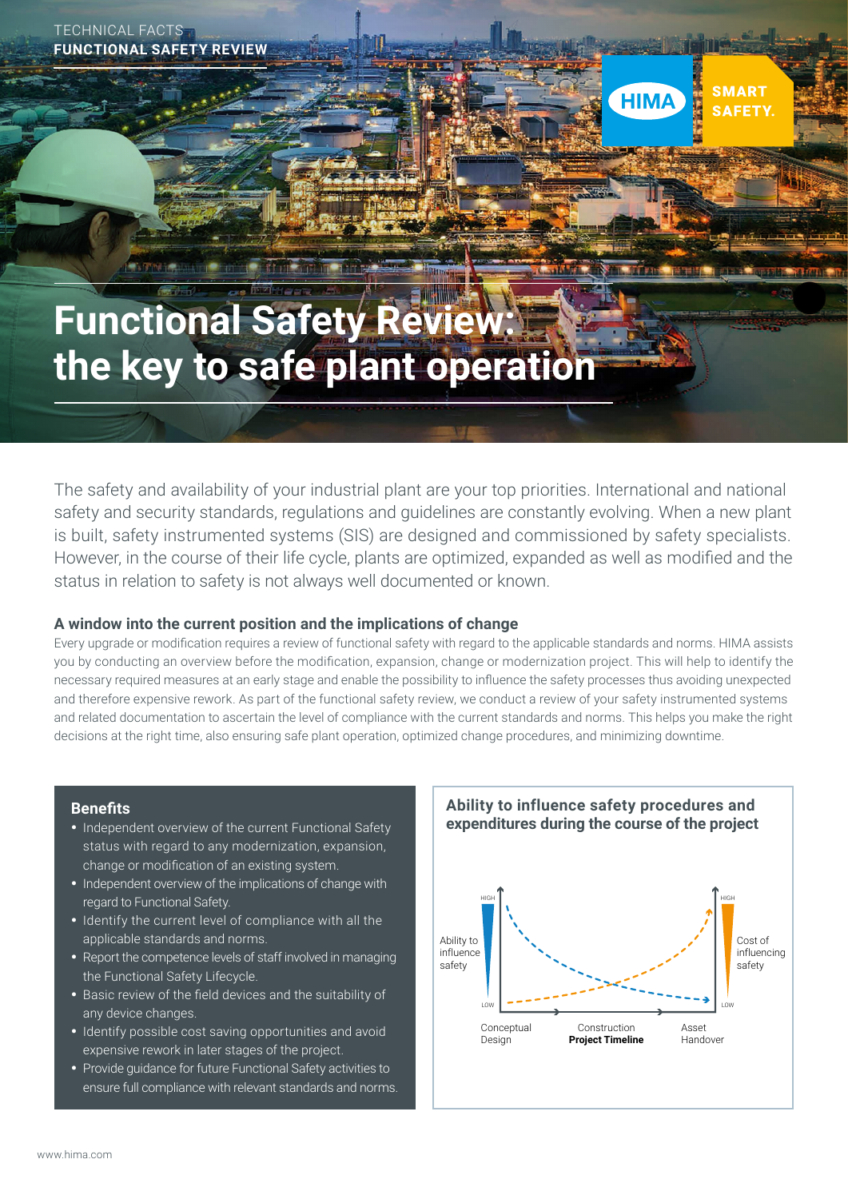TECHICAL FACTS
**FUNCTIONAL SAFETY REVIEW**

HIMA SMART SAFETY.

# Functional Safety Review: the key to safe plant operation

The safety and availability of your industrial plant are your top priorities. International and national safety and security standards, regulations and guidelines are constantly evolving. When a new plant is built, safety instrumented systems (SIS) are designed and commissioned by safety specialists. However, in the course of their life cycle, plants are optimized, expanded as well as modified and the status in relation to safety is not always well documented or known.

## A window into the current position and the implications of change

Every upgrade or modification requires a review of functional safety with regard to the applicable standards and norms. HIMA assists you by conducting an overview before the modification, expansion, change or modernization project. This will help to identify the necessary required measures at an early stage and enable the possibility to influence the safety processes thus avoiding unexpected and therefore expensive rework. As part of the functional safety review, we conduct a review of your safety instrumented systems and related documentation to ascertain the level of compliance with the current standards and norms. This helps you make the right decisions at the right time, also ensuring safe plant operation, optimized change procedures, and minimizing downtime.

### Benefits

- Independent overview of the current Functional Safety status with regard to any modernization, expansion, change or modification of an existing system.
- Independent overview of the implications of change with regard to Functional Safety.
- Identify the current level of compliance with all the applicable standards and norms.
- Report the competence levels of staff involved in managing the Functional Safety Lifecycle.
- Basic review of the field devices and the suitability of any device changes.
- Identify possible cost saving opportunities and avoid expensive rework in later stages of the project.
- Provide guidance for future Functional Safety activities to ensure full compliance with relevant standards and norms.

### Ability to influence safety procedures and expenditures during the course of the project

HIGH | Ability to influence safety | LOW

HIGH | Cost of influencing safety | LOW

Conceptual Design — Construction **Project Timeline** — Asset Handover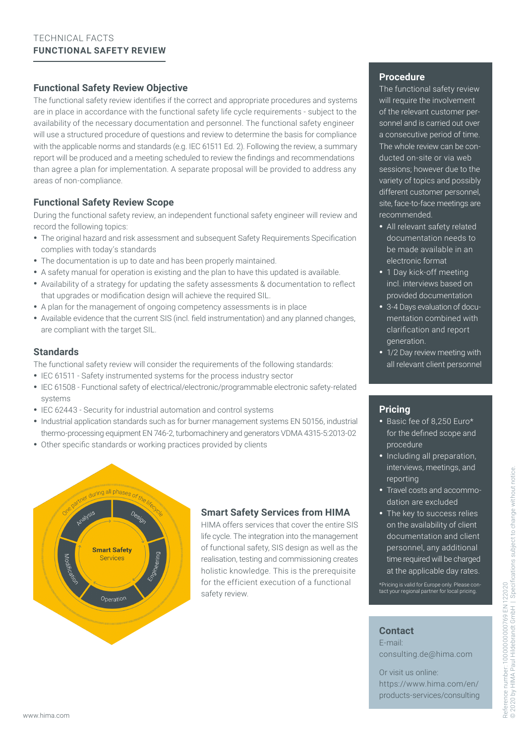TECHNICAL FACTS

# FUNCTIONAL SAFETY REVIEW

## Functional Safety Review Objective

The functional safety review identifies if the correct and appropriate procedures and systems are in place in accordance with the functional safety life cycle requirements - subject to the availability of the necessary documentation and personnel. The functional safety engineer will use a structured procedure of questions and review to determine the basis for compliance with the applicable norms and standards (e.g. IEC 61511 Ed. 2). Following the review, a summary report will be produced and a meeting scheduled to review the findings and recommendations than agree a plan for implementation. A separate proposal will be provided to address any areas of non-compliance.

## Functional Safety Review Scope

During the functional safety review, an independent functional safety engineer will review and record the following topics:

- The original hazard and risk assessment and subsequent Safety Requirements Specification complies with today's standards
- The documentation is up to date and has been properly maintained.
- A safety manual for operation is existing and the plan to have this updated is available.
- Availability of a strategy for updating the safety assessments & documentation to reflect that upgrades or modification design will achieve the required SIL.
- A plan for the management of ongoing competency assessments is in place
- Available evidence that the current SIS (incl. field instrumentation) and any planned changes, are compliant with the target SIL.

## Standards

The functional safety review will consider the requirements of the following standards:

- IEC 61511 - Safety instrumented systems for the process industry sector
- IEC 61508 - Functional safety of electrical/electronic/programmable electronic safety-related systems
- IEC 62443 - Security for industrial automation and control systems
- Industrial application standards such as for burner management systems EN 50156, industrial thermo-processing equipment EN 746-2, turbomachinery and generators VDMA 4315-5:2013-02
- Other specific standards or working practices provided by clients

One partner during all phases of the lifecycle

Analysis

Design

Engineering

Operation

Modification

Smart Safety Services

## Smart Safety Services from HIMA

HIMA offers services that cover the entire SIS life cycle. The integration into the management of functional safety, SIS design as well as the realisation, testing and commissioning creates holistic knowledge. This is the prerequisite for the efficient execution of a functional safety review.

## Procedure

The functional safety review will require the involvement of the relevant customer personnel and is carried out over a consecutive period of time. The whole review can be conducted on-site or via web sessions; however due to the variety of topics and possibly different customer personnel, site, face-to-face meetings are recommended.

- All relevant safety related documentation needs to be made available in an electronic format
- 1 Day kick-off meeting incl. interviews based on provided documentation
- 3-4 Days evaluation of documentation combined with clarification and report generation.
- 1/2 Day review meeting with all relevant client personnel

## Pricing

- Basic fee of 8,250 Euro* for the defined scope and procedure
- Including all preparation, interviews, meetings, and reporting
- Travel costs and accommodation are excluded
- The key to success relies on the availability of client documentation and client personnel, any additional time required will be charged at the applicable day rates.

*Pricing is valid for Europe only. Please contact your regional partner for local pricing.

## Contact

E-mail:
consulting.de@hima.com

Or visit us online:
https://www.hima.com/en/products-services/consulting

Reference number: 1000000000769 EN 122020
© 2020 by HIMA Paul Hildebrandt GmbH | Specifications subject to change without notice.